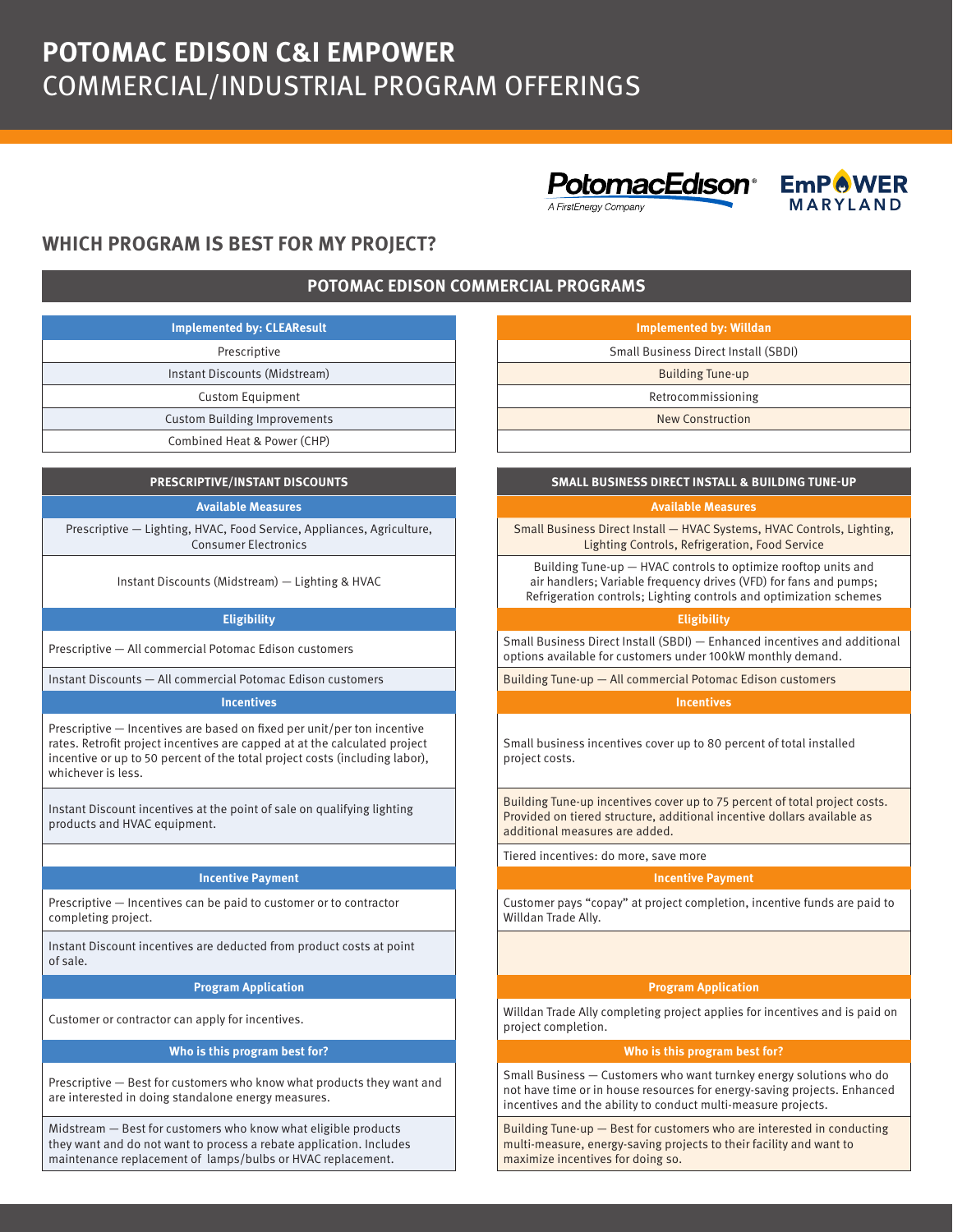# POTOMAC EDISON C&I EMPOWER
## COMMERCIAL/INDUSTRIAL PROGRAM OFFERINGS

## WHICH PROGRAM IS BEST FOR MY PROJECT?

### POTOMAC EDISON COMMERCIAL PROGRAMS

| Implemented by: CLEAResult |
|---|
| Prescriptive |
| Instant Discounts (Midstream) |
| Custom Equipment |
| Custom Building Improvements |
| Combined Heat & Power (CHP) |

| Implemented by: Willdan |
|---|
| Small Business Direct Install (SBDI) |
| Building Tune-up |
| Retrocommissioning |
| New Construction |

### PRESCRIPTIVE/INSTANT DISCOUNTS

**Available Measures**

Prescriptive — Lighting, HVAC, Food Service, Appliances, Agriculture, Consumer Electronics

Instant Discounts (Midstream) — Lighting & HVAC

**Eligibility**

Prescriptive — All commercial Potomac Edison customers

Instant Discounts — All commercial Potomac Edison customers

**Incentives**

Prescriptive — Incentives are based on fixed per unit/per ton incentive rates. Retrofit project incentives are capped at at the calculated project incentive or up to 50 percent of the total project costs (including labor), whichever is less.

Instant Discount incentives at the point of sale on qualifying lighting products and HVAC equipment.

**Incentive Payment**

Prescriptive — Incentives can be paid to customer or to contractor completing project.

Instant Discount incentives are deducted from product costs at point of sale.

**Program Application**

Customer or contractor can apply for incentives.

**Who is this program best for?**

Prescriptive — Best for customers who know what products they want and are interested in doing standalone energy measures.

Midstream — Best for customers who know what eligible products they want and do not want to process a rebate application. Includes maintenance replacement of lamps/bulbs or HVAC replacement.

### SMALL BUSINESS DIRECT INSTALL & BUILDING TUNE-UP

**Available Measures**

Small Business Direct Install — HVAC Systems, HVAC Controls, Lighting, Lighting Controls, Refrigeration, Food Service

Building Tune-up — HVAC controls to optimize rooftop units and air handlers; Variable frequency drives (VFD) for fans and pumps; Refrigeration controls; Lighting controls and optimization schemes

**Eligibility**

Small Business Direct Install (SBDI) — Enhanced incentives and additional options available for customers under 100kW monthly demand.

Building Tune-up — All commercial Potomac Edison customers

**Incentives**

Small business incentives cover up to 80 percent of total installed project costs.

Building Tune-up incentives cover up to 75 percent of total project costs. Provided on tiered structure, additional incentive dollars available as additional measures are added.

Tiered incentives: do more, save more

**Incentive Payment**

Customer pays "copay" at project completion, incentive funds are paid to Willdan Trade Ally.

**Program Application**

Willdan Trade Ally completing project applies for incentives and is paid on project completion.

**Who is this program best for?**

Small Business — Customers who want turnkey energy solutions who do not have time or in house resources for energy-saving projects. Enhanced incentives and the ability to conduct multi-measure projects.

Building Tune-up — Best for customers who are interested in conducting multi-measure, energy-saving projects to their facility and want to maximize incentives for doing so.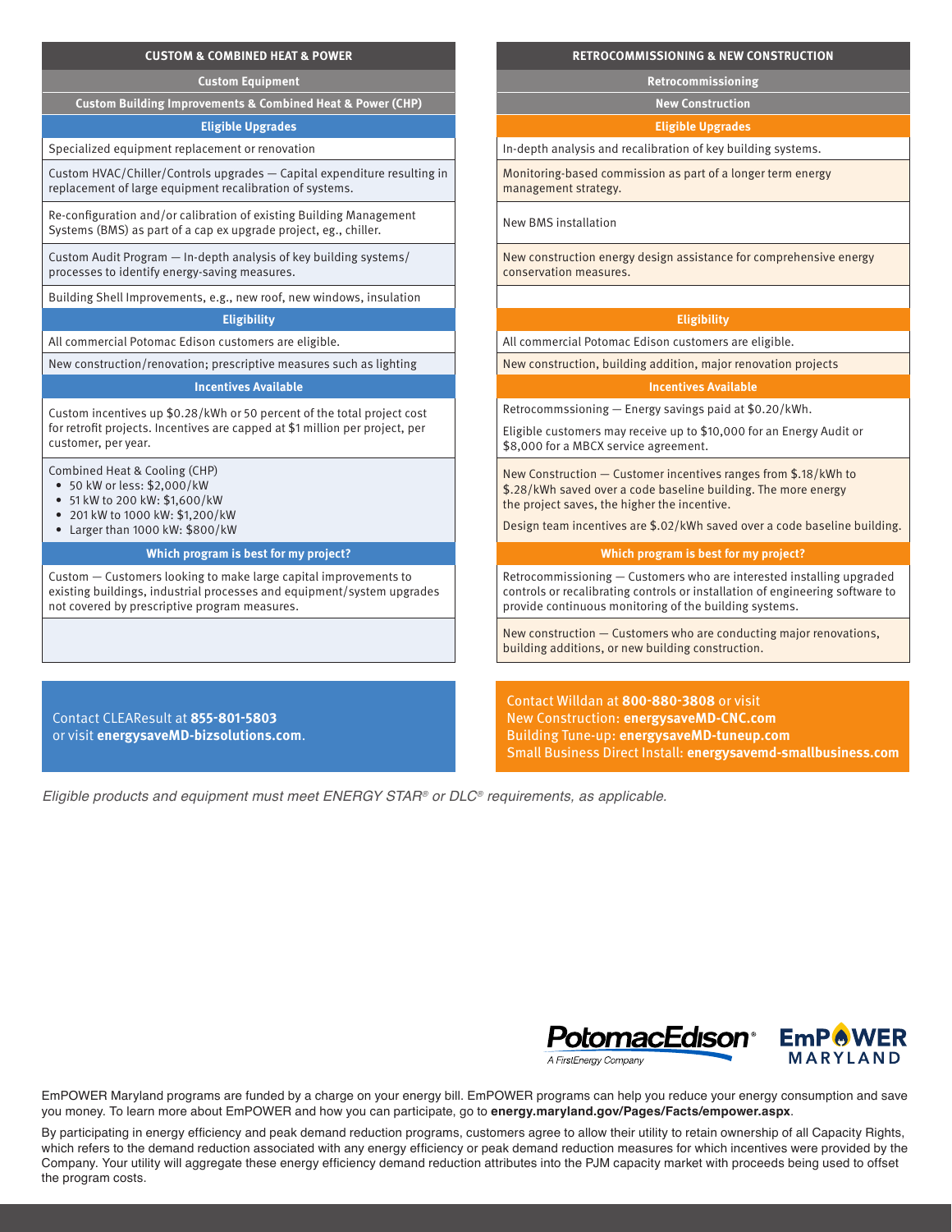| CUSTOM & COMBINED HEAT & POWER |
|---|
| **Custom Equipment** |
| **Custom Building Improvements & Combined Heat & Power (CHP)** |
| **Eligible Upgrades** |
| Specialized equipment replacement or renovation |
| Custom HVAC/Chiller/Controls upgrades — Capital expenditure resulting in replacement of large equipment recalibration of systems. |
| Re-configuration and/or calibration of existing Building Management Systems (BMS) as part of a cap ex upgrade project, eg., chiller. |
| Custom Audit Program — In-depth analysis of key building systems/ processes to identify energy-saving measures. |
| Building Shell Improvements, e.g., new roof, new windows, insulation |
| **Eligibility** |
| All commercial Potomac Edison customers are eligible. |
| New construction/renovation; prescriptive measures such as lighting |
| **Incentives Available** |
| Custom incentives up $0.28/kWh or 50 percent of the total project cost for retrofit projects. Incentives are capped at $1 million per project, per customer, per year. |
| Combined Heat & Cooling (CHP)<br>• 50 kW or less: $2,000/kW<br>• 51 kW to 200 kW: $1,600/kW<br>• 201 kW to 1000 kW: $1,200/kW<br>• Larger than 1000 kW: $800/kW |
| **Which program is best for my project?** |
| Custom — Customers looking to make large capital improvements to existing buildings, industrial processes and equipment/system upgrades not covered by prescriptive program measures. |

Contact CLEAResult at **855-801-5803** or visit **energysaveMD-bizsolutions.com**.

| RETROCOMMISSIONING & NEW CONSTRUCTION |
|---|
| **Retrocommissioning** |
| **New Construction** |
| **Eligible Upgrades** |
| In-depth analysis and recalibration of key building systems. |
| Monitoring-based commission as part of a longer term energy management strategy. |
| New BMS installation |
| New construction energy design assistance for comprehensive energy conservation measures. |
| **Eligibility** |
| All commercial Potomac Edison customers are eligible. |
| New construction, building addition, major renovation projects |
| **Incentives Available** |
| Retrocommssioning — Energy savings paid at $0.20/kWh.<br>Eligible customers may receive up to $10,000 for an Energy Audit or $8,000 for a MBCX service agreement. |
| New Construction — Customer incentives ranges from $.18/kWh to $.28/kWh saved over a code baseline building. The more energy the project saves, the higher the incentive.<br>Design team incentives are $.02/kWh saved over a code baseline building. |
| **Which program is best for my project?** |
| Retrocommissioning — Customers who are interested installing upgraded controls or recalibrating controls or installation of engineering software to provide continuous monitoring of the building systems. |
| New construction — Customers who are conducting major renovations, building additions, or new building construction. |

Contact Willdan at **800-880-3808** or visit
New Construction: **energysaveMD-CNC.com**
Building Tune-up: **energysaveMD-tuneup.com**
Small Business Direct Install: **energysavemd-smallbusiness.com**

*Eligible products and equipment must meet ENERGY STAR® or DLC® requirements, as applicable.*

PotomacEdison® A FirstEnergy Company

EmPOWER MARYLAND

EmPOWER Maryland programs are funded by a charge on your energy bill. EmPOWER programs can help you reduce your energy consumption and save you money. To learn more about EmPOWER and how you can participate, go to **energy.maryland.gov/Pages/Facts/empower.aspx**.

By participating in energy efficiency and peak demand reduction programs, customers agree to allow their utility to retain ownership of all Capacity Rights, which refers to the demand reduction associated with any energy efficiency or peak demand reduction measures for which incentives were provided by the Company. Your utility will aggregate these energy efficiency demand reduction attributes into the PJM capacity market with proceeds being used to offset the program costs.